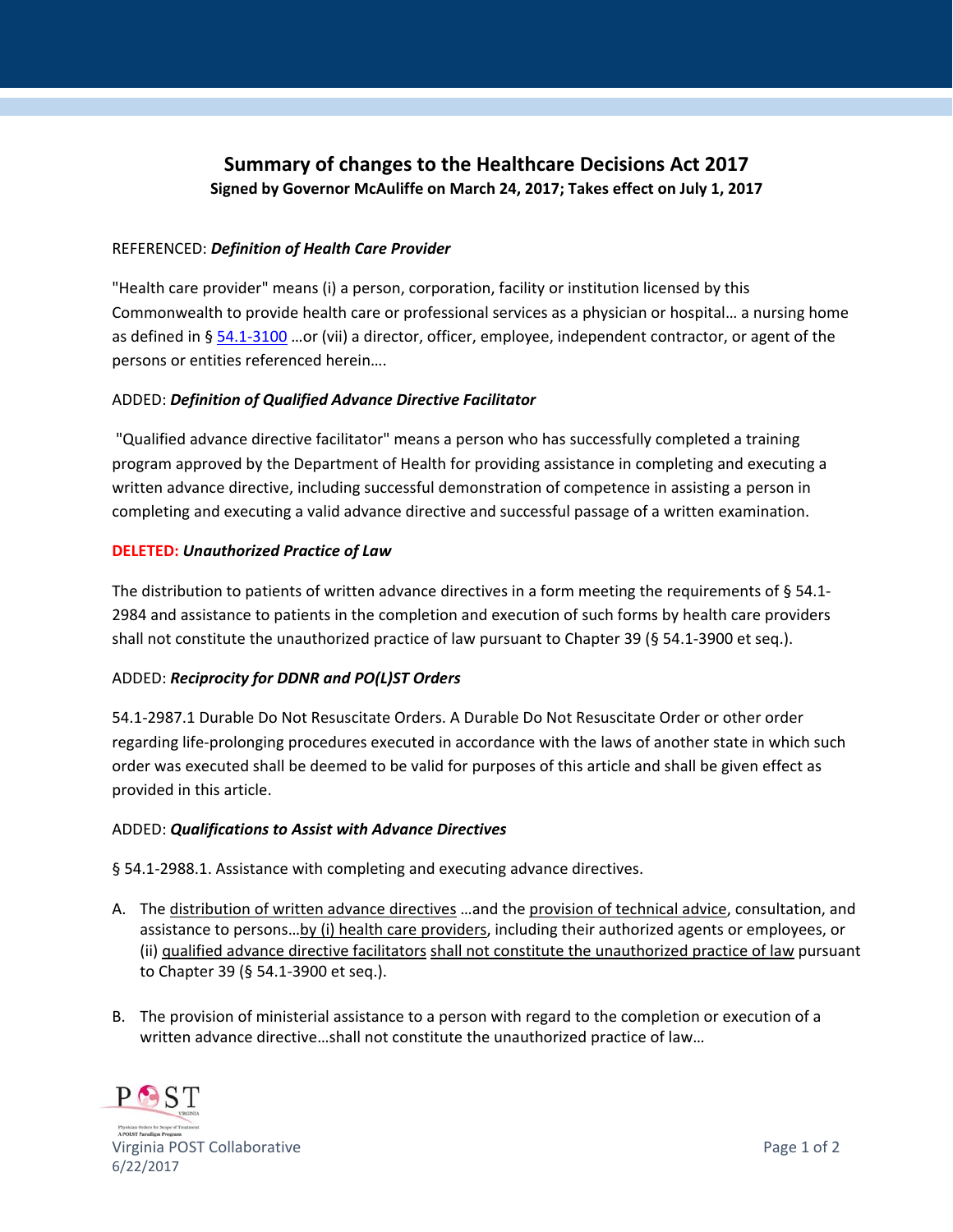# Summary of changes to the Healthcare Decisions Act 2017

**Signed by Governor McAuliffe on March 24, 2017; Takes effect on July 1, 2017**

REFERENCED: ***Definition of Health Care Provider***

"Health care provider" means (i) a person, corporation, facility or institution licensed by this Commonwealth to provide health care or professional services as a physician or hospital… a nursing home as defined in § 54.1-3100 …or (vii) a director, officer, employee, independent contractor, or agent of the persons or entities referenced herein….

ADDED: ***Definition of Qualified Advance Directive Facilitator***

"Qualified advance directive facilitator" means a person who has successfully completed a training program approved by the Department of Health for providing assistance in completing and executing a written advance directive, including successful demonstration of competence in assisting a person in completing and executing a valid advance directive and successful passage of a written examination.

**DELETED:** ***Unauthorized Practice of Law***

The distribution to patients of written advance directives in a form meeting the requirements of § 54.1-2984 and assistance to patients in the completion and execution of such forms by health care providers shall not constitute the unauthorized practice of law pursuant to Chapter 39 (§ 54.1-3900 et seq.).

ADDED: ***Reciprocity for DDNR and PO(L)ST Orders***

54.1-2987.1 Durable Do Not Resuscitate Orders. A Durable Do Not Resuscitate Order or other order regarding life-prolonging procedures executed in accordance with the laws of another state in which such order was executed shall be deemed to be valid for purposes of this article and shall be given effect as provided in this article.

ADDED: ***Qualifications to Assist with Advance Directives***

§ 54.1-2988.1. Assistance with completing and executing advance directives.

A. The distribution of written advance directives …and the provision of technical advice, consultation, and assistance to persons…by (i) health care providers, including their authorized agents or employees, or (ii) qualified advance directive facilitators shall not constitute the unauthorized practice of law pursuant to Chapter 39 (§ 54.1-3900 et seq.).

B. The provision of ministerial assistance to a person with regard to the completion or execution of a written advance directive…shall not constitute the unauthorized practice of law…

Virginia POST Collaborative
6/22/2017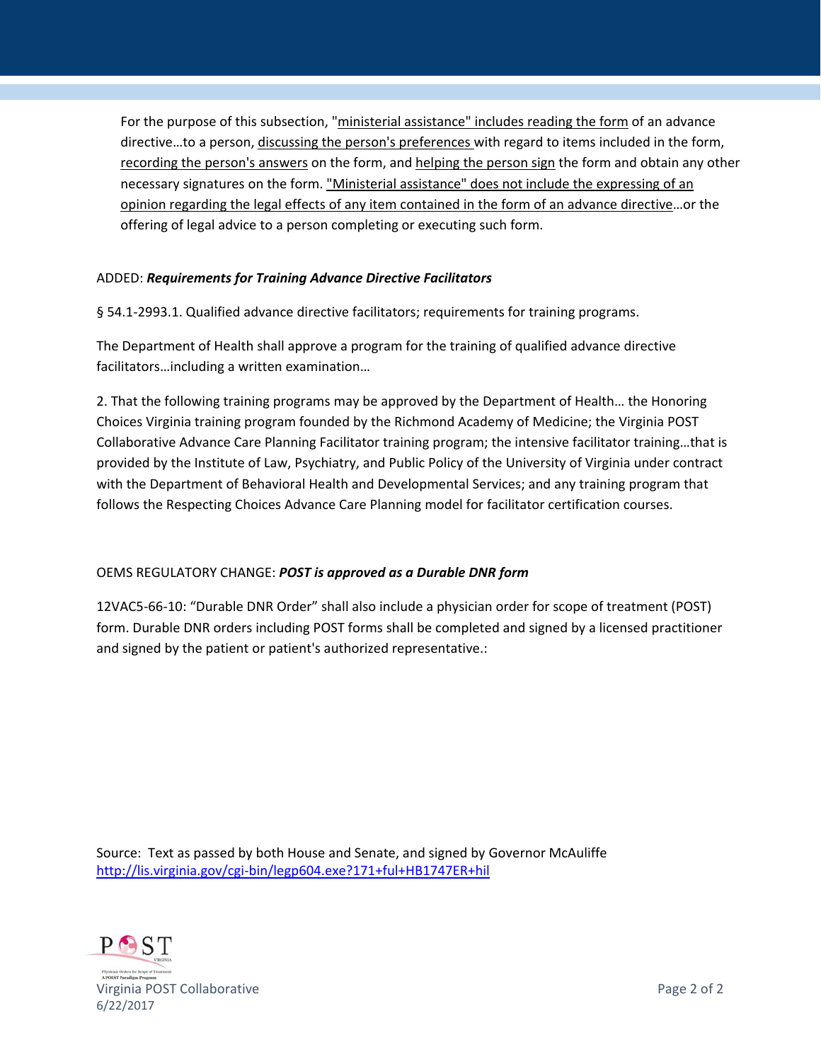For the purpose of this subsection, "ministerial assistance" includes reading the form of an advance directive…to a person, discussing the person's preferences with regard to items included in the form, recording the person's answers on the form, and helping the person sign the form and obtain any other necessary signatures on the form. "Ministerial assistance" does not include the expressing of an opinion regarding the legal effects of any item contained in the form of an advance directive…or the offering of legal advice to a person completing or executing such form.

ADDED: ***Requirements for Training Advance Directive Facilitators***

§ 54.1-2993.1. Qualified advance directive facilitators; requirements for training programs.

The Department of Health shall approve a program for the training of qualified advance directive facilitators…including a written examination…

2. That the following training programs may be approved by the Department of Health… the Honoring Choices Virginia training program founded by the Richmond Academy of Medicine; the Virginia POST Collaborative Advance Care Planning Facilitator training program; the intensive facilitator training…that is provided by the Institute of Law, Psychiatry, and Public Policy of the University of Virginia under contract with the Department of Behavioral Health and Developmental Services; and any training program that follows the Respecting Choices Advance Care Planning model for facilitator certification courses.

OEMS REGULATORY CHANGE: ***POST is approved as a Durable DNR form***

12VAC5-66-10: "Durable DNR Order" shall also include a physician order for scope of treatment (POST) form. Durable DNR orders including POST forms shall be completed and signed by a licensed practitioner and signed by the patient or patient's authorized representative.:

Source: Text as passed by both House and Senate, and signed by Governor McAuliffe
http://lis.virginia.gov/cgi-bin/legp604.exe?171+ful+HB1747ER+hil

Virginia POST Collaborative
6/22/2017